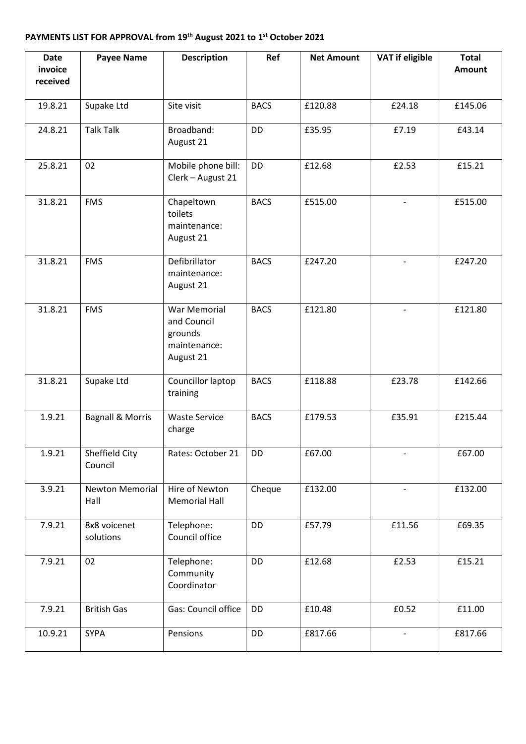**PAYMENTS LIST FOR APPROVAL from 19th August 2021 to 1st October 2021**

| Date invoice received | Payee Name | Description | Ref | Net Amount | VAT if eligible | Total Amount |
|---|---|---|---|---|---|---|
| 19.8.21 | Supake Ltd | Site visit | BACS | £120.88 | £24.18 | £145.06 |
| 24.8.21 | Talk Talk | Broadband: August 21 | DD | £35.95 | £7.19 | £43.14 |
| 25.8.21 | 02 | Mobile phone bill: Clerk – August 21 | DD | £12.68 | £2.53 | £15.21 |
| 31.8.21 | FMS | Chapeltown toilets maintenance: August 21 | BACS | £515.00 | - | £515.00 |
| 31.8.21 | FMS | Defibrillator maintenance: August 21 | BACS | £247.20 | - | £247.20 |
| 31.8.21 | FMS | War Memorial and Council grounds maintenance: August 21 | BACS | £121.80 | - | £121.80 |
| 31.8.21 | Supake Ltd | Councillor laptop training | BACS | £118.88 | £23.78 | £142.66 |
| 1.9.21 | Bagnall & Morris | Waste Service charge | BACS | £179.53 | £35.91 | £215.44 |
| 1.9.21 | Sheffield City Council | Rates: October 21 | DD | £67.00 | - | £67.00 |
| 3.9.21 | Newton Memorial Hall | Hire of Newton Memorial Hall | Cheque | £132.00 | - | £132.00 |
| 7.9.21 | 8x8 voicenet solutions | Telephone: Council office | DD | £57.79 | £11.56 | £69.35 |
| 7.9.21 | 02 | Telephone: Community Coordinator | DD | £12.68 | £2.53 | £15.21 |
| 7.9.21 | British Gas | Gas: Council office | DD | £10.48 | £0.52 | £11.00 |
| 10.9.21 | SYPA | Pensions | DD | £817.66 | - | £817.66 |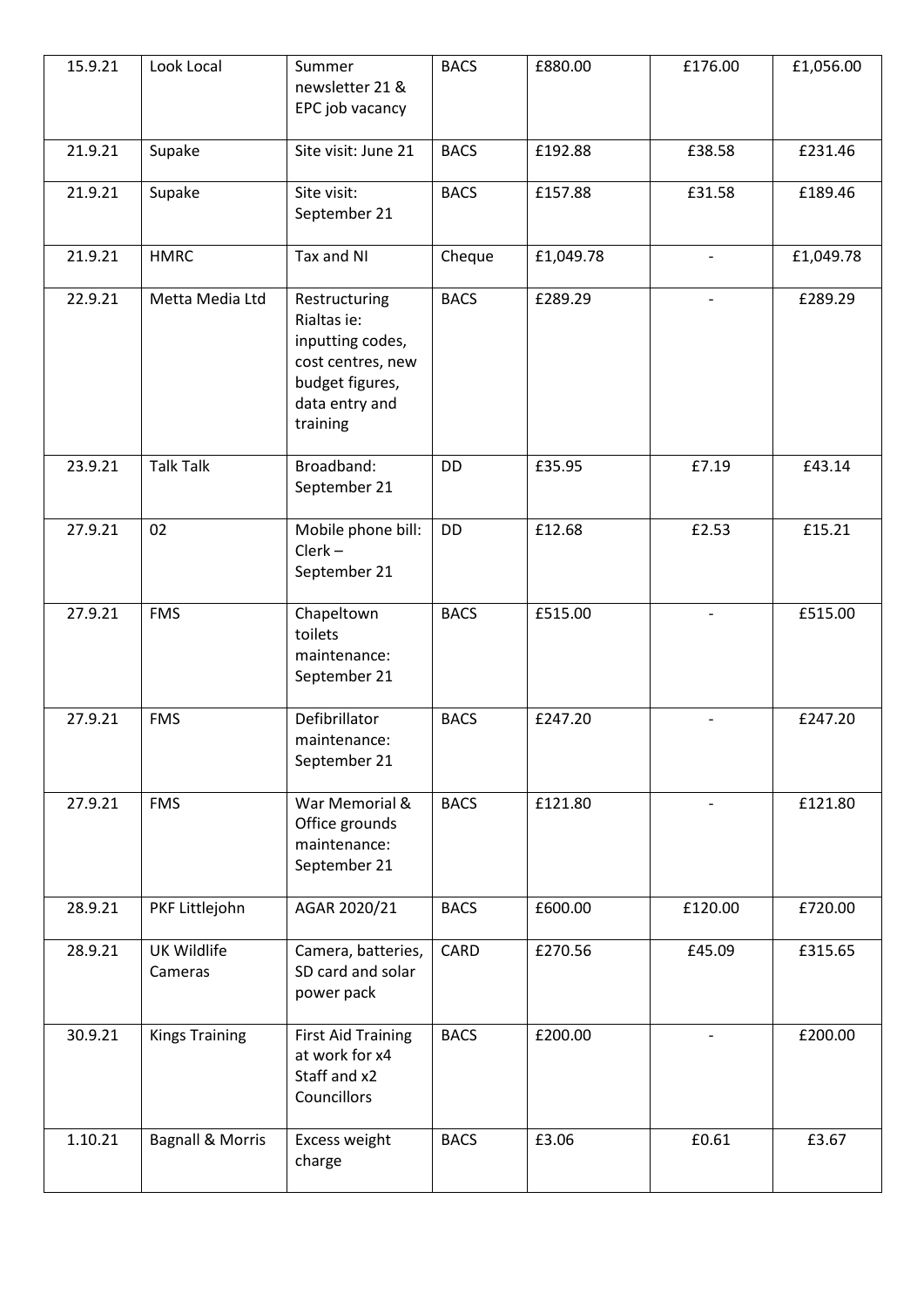| | | | | | | |
|---|---|---|---|---|---|---|
| 15.9.21 | Look Local | Summer newsletter 21 & EPC job vacancy | BACS | £880.00 | £176.00 | £1,056.00 |
| 21.9.21 | Supake | Site visit: June 21 | BACS | £192.88 | £38.58 | £231.46 |
| 21.9.21 | Supake | Site visit: September 21 | BACS | £157.88 | £31.58 | £189.46 |
| 21.9.21 | HMRC | Tax and NI | Cheque | £1,049.78 | - | £1,049.78 |
| 22.9.21 | Metta Media Ltd | Restructuring Rialtas ie: inputting codes, cost centres, new budget figures, data entry and training | BACS | £289.29 | - | £289.29 |
| 23.9.21 | Talk Talk | Broadband: September 21 | DD | £35.95 | £7.19 | £43.14 |
| 27.9.21 | 02 | Mobile phone bill: Clerk – September 21 | DD | £12.68 | £2.53 | £15.21 |
| 27.9.21 | FMS | Chapeltown toilets maintenance: September 21 | BACS | £515.00 | - | £515.00 |
| 27.9.21 | FMS | Defibrillator maintenance: September 21 | BACS | £247.20 | - | £247.20 |
| 27.9.21 | FMS | War Memorial & Office grounds maintenance: September 21 | BACS | £121.80 | - | £121.80 |
| 28.9.21 | PKF Littlejohn | AGAR 2020/21 | BACS | £600.00 | £120.00 | £720.00 |
| 28.9.21 | UK Wildlife Cameras | Camera, batteries, SD card and solar power pack | CARD | £270.56 | £45.09 | £315.65 |
| 30.9.21 | Kings Training | First Aid Training at work for x4 Staff and x2 Councillors | BACS | £200.00 | - | £200.00 |
| 1.10.21 | Bagnall & Morris | Excess weight charge | BACS | £3.06 | £0.61 | £3.67 |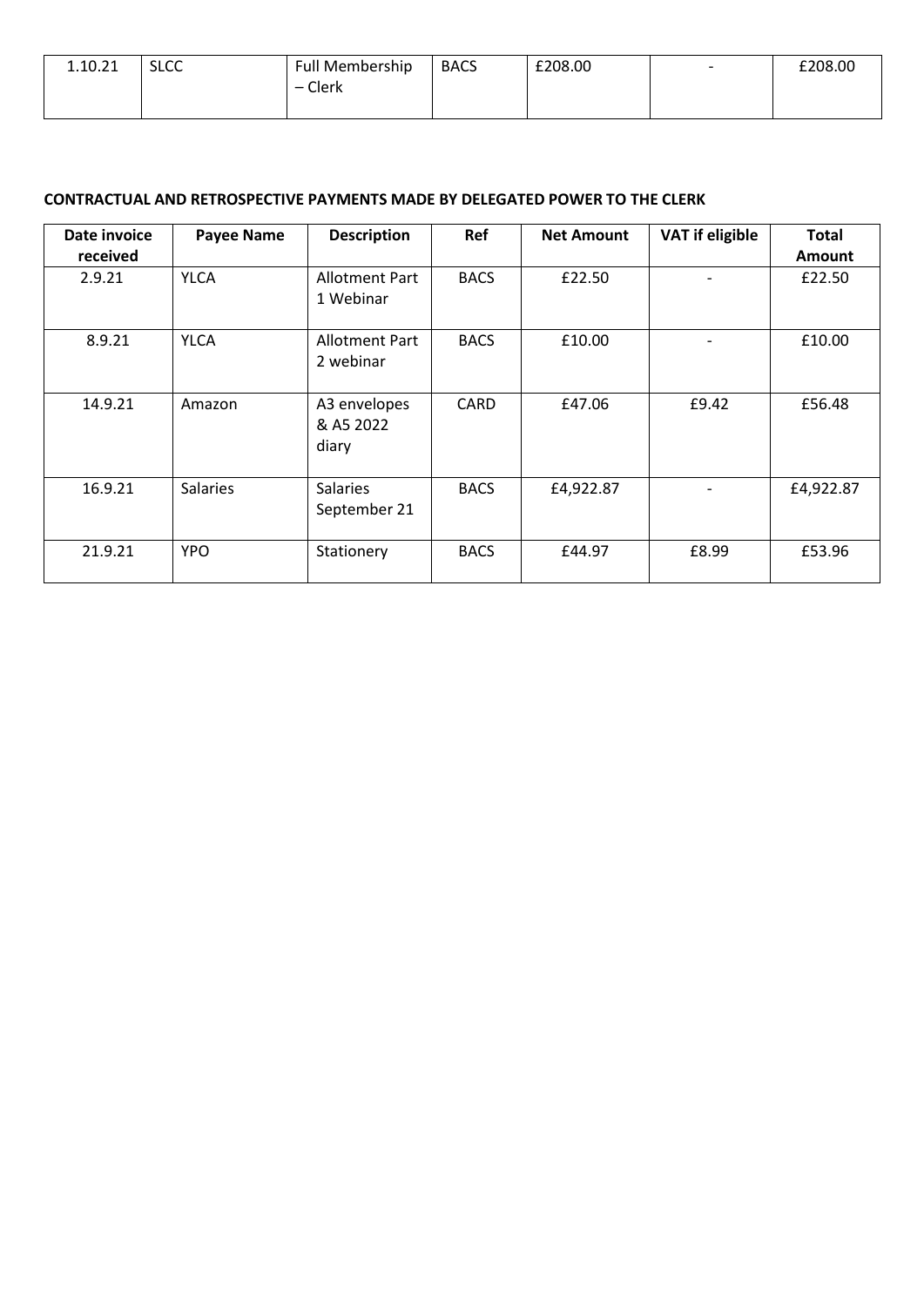| | | | | | | |
|---|---|---|---|---|---|---|
| 1.10.21 | SLCC | Full Membership – Clerk | BACS | £208.00 | - | £208.00 |

**CONTRACTUAL AND RETROSPECTIVE PAYMENTS MADE BY DELEGATED POWER TO THE CLERK**

| Date invoice received | Payee Name | Description | Ref | Net Amount | VAT if eligible | Total Amount |
|---|---|---|---|---|---|---|
| 2.9.21 | YLCA | Allotment Part 1 Webinar | BACS | £22.50 | - | £22.50 |
| 8.9.21 | YLCA | Allotment Part 2 webinar | BACS | £10.00 | - | £10.00 |
| 14.9.21 | Amazon | A3 envelopes & A5 2022 diary | CARD | £47.06 | £9.42 | £56.48 |
| 16.9.21 | Salaries | Salaries September 21 | BACS | £4,922.87 | - | £4,922.87 |
| 21.9.21 | YPO | Stationery | BACS | £44.97 | £8.99 | £53.96 |